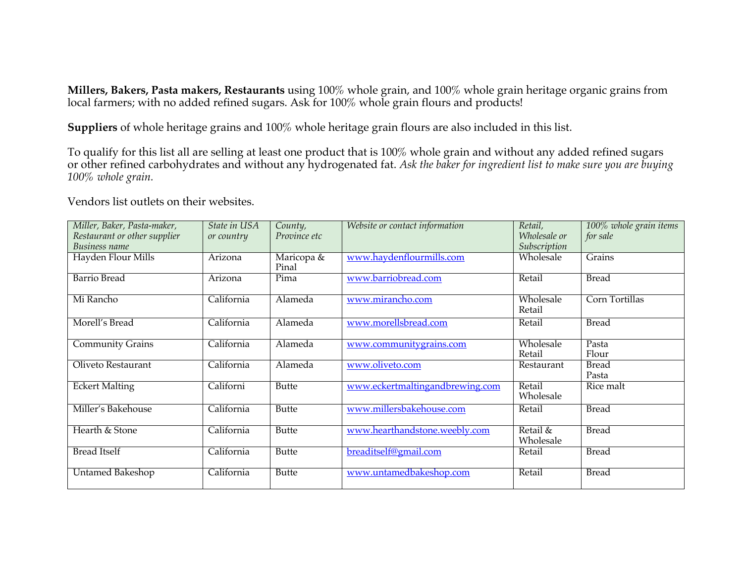**Millers, Bakers, Pasta makers, Restaurants** using 100% whole grain, and 100% whole grain heritage organic grains from local farmers; with no added refined sugars. Ask for 100% whole grain flours and products!

**Suppliers** of whole heritage grains and 100% whole heritage grain flours are also included in this list.

To qualify for this list all are selling at least one product that is 100% whole grain and without any added refined sugars or other refined carbohydrates and without any hydrogenated fat. *Ask the baker for ingredient list to make sure you are buying 100% whole grain.*

Vendors list outlets on their websites.

| *Miller, Baker, Pasta-maker, Restaurant or other supplier Business name* | *State in USA or country* | *County, Province etc* | *Website or contact information* | *Retail, Wholesale or Subscription* | *100% whole grain items for sale* |
|---|---|---|---|---|---|
| Hayden Flour Mills | Arizona | Maricopa & Pinal | www.haydenflourmills.com | Wholesale | Grains |
| Barrio Bread | Arizona | Pima | www.barriobread.com | Retail | Bread |
| Mi Rancho | California | Alameda | www.mirancho.com | Wholesale Retail | Corn Tortillas |
| Morell's Bread | California | Alameda | www.morellsbread.com | Retail | Bread |
| Community Grains | California | Alameda | www.communitygrains.com | Wholesale Retail | Pasta Flour |
| Oliveto Restaurant | California | Alameda | www.oliveto.com | Restaurant | Bread Pasta |
| Eckert Malting | Californi | Butte | www.eckertmaltingandbrewing.com | Retail Wholesale | Rice malt |
| Miller's Bakehouse | California | Butte | www.millersbakehouse.com | Retail | Bread |
| Hearth & Stone | California | Butte | www.hearthandstone.weebly.com | Retail & Wholesale | Bread |
| Bread Itself | California | Butte | breaditself@gmail.com | Retail | Bread |
| Untamed Bakeshop | California | Butte | www.untamedbakeshop.com | Retail | Bread |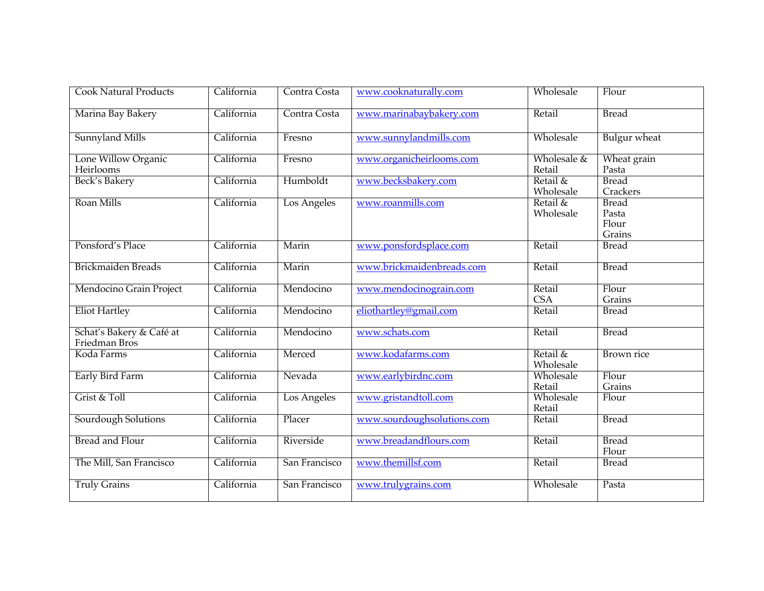| | | | | | |
|---|---|---|---|---|---|
| Cook Natural Products | California | Contra Costa | www.cooknaturally.com | Wholesale | Flour |
| Marina Bay Bakery | California | Contra Costa | www.marinabaybakery.com | Retail | Bread |
| Sunnyland Mills | California | Fresno | www.sunnylandmills.com | Wholesale | Bulgur wheat |
| Lone Willow Organic Heirlooms | California | Fresno | www.organicheirlooms.com | Wholesale & Retail | Wheat grain<br>Pasta |
| Beck's Bakery | California | Humboldt | www.becksbakery.com | Retail & Wholesale | Bread<br>Crackers |
| Roan Mills | California | Los Angeles | www.roanmills.com | Retail & Wholesale | Bread<br>Pasta<br>Flour<br>Grains |
| Ponsford's Place | California | Marin | www.ponsfordsplace.com | Retail | Bread |
| Brickmaiden Breads | California | Marin | www.brickmaidenbreads.com | Retail | Bread |
| Mendocino Grain Project | California | Mendocino | www.mendocinograin.com | Retail<br>CSA | Flour<br>Grains |
| Eliot Hartley | California | Mendocino | eliothartley@gmail.com | Retail | Bread |
| Schat's Bakery & Café at Friedman Bros | California | Mendocino | www.schats.com | Retail | Bread |
| Koda Farms | California | Merced | www.kodafarms.com | Retail & Wholesale | Brown rice |
| Early Bird Farm | California | Nevada | www.earlybirdnc.com | Wholesale<br>Retail | Flour<br>Grains |
| Grist & Toll | California | Los Angeles | www.gristandtoll.com | Wholesale<br>Retail | Flour |
| Sourdough Solutions | California | Placer | www.sourdoughsolutions.com | Retail | Bread |
| Bread and Flour | California | Riverside | www.breadandflours.com | Retail | Bread<br>Flour |
| The Mill, San Francisco | California | San Francisco | www.themillsf.com | Retail | Bread |
| Truly Grains | California | San Francisco | www.trulygrains.com | Wholesale | Pasta |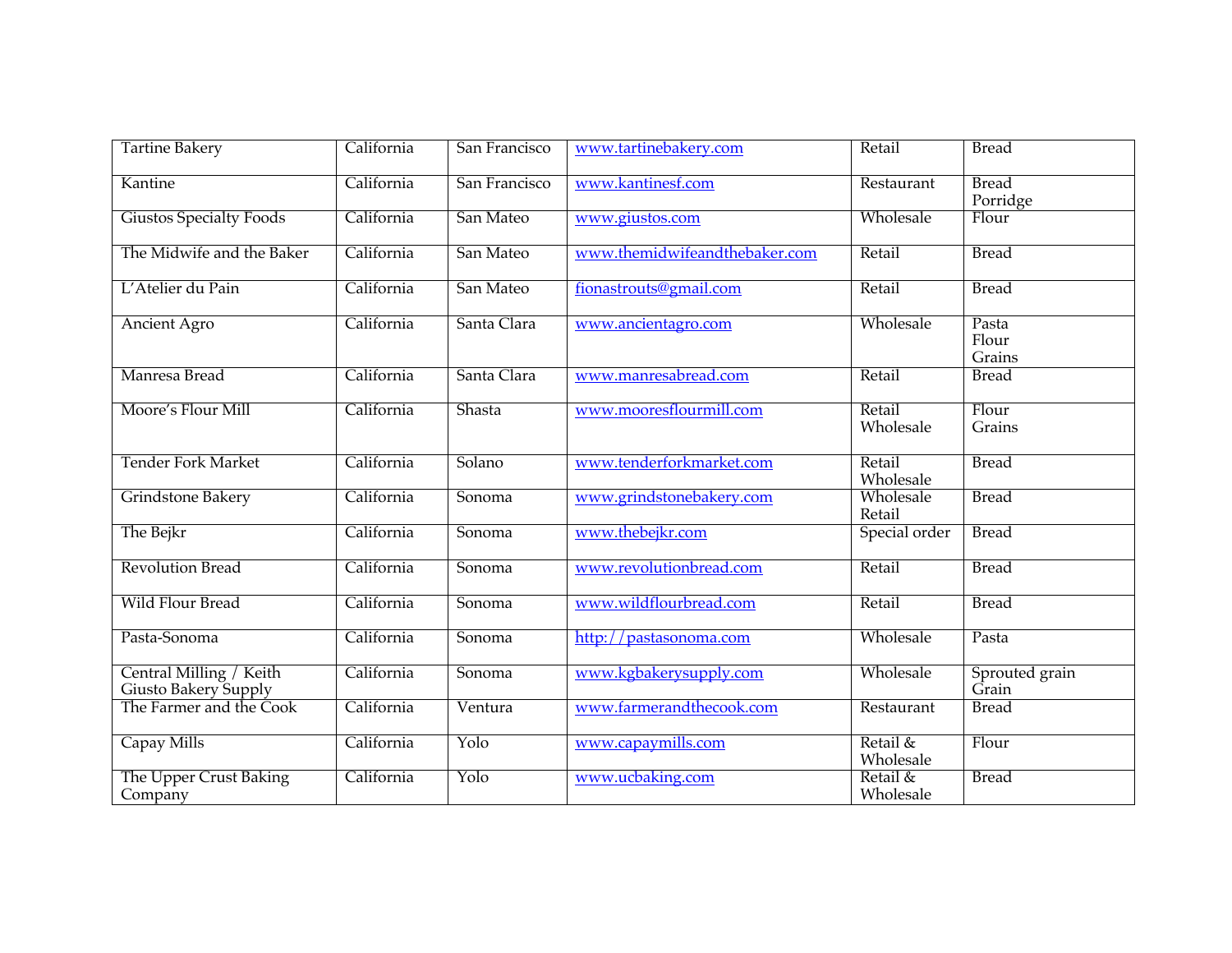| Tartine Bakery | California | San Francisco | www.tartinebakery.com | Retail | Bread |
|---|---|---|---|---|---|
| Kantine | California | San Francisco | www.kantinesf.com | Restaurant | Bread<br>Porridge |
| Giustos Specialty Foods | California | San Mateo | www.giustos.com | Wholesale | Flour |
| The Midwife and the Baker | California | San Mateo | www.themidwifeandthebaker.com | Retail | Bread |
| L'Atelier du Pain | California | San Mateo | fionastrouts@gmail.com | Retail | Bread |
| Ancient Agro | California | Santa Clara | www.ancientagro.com | Wholesale | Pasta<br>Flour<br>Grains |
| Manresa Bread | California | Santa Clara | www.manresabread.com | Retail | Bread |
| Moore's Flour Mill | California | Shasta | www.mooresflourmill.com | Retail<br>Wholesale | Flour<br>Grains |
| Tender Fork Market | California | Solano | www.tenderforkmarket.com | Retail<br>Wholesale | Bread |
| Grindstone Bakery | California | Sonoma | www.grindstonebakery.com | Wholesale<br>Retail | Bread |
| The Bejkr | California | Sonoma | www.thebejkr.com | Special order | Bread |
| Revolution Bread | California | Sonoma | www.revolutionbread.com | Retail | Bread |
| Wild Flour Bread | California | Sonoma | www.wildflourbread.com | Retail | Bread |
| Pasta-Sonoma | California | Sonoma | http://pastasonoma.com | Wholesale | Pasta |
| Central Milling / Keith Giusto Bakery Supply | California | Sonoma | www.kgbakerysupply.com | Wholesale | Sprouted grain<br>Grain |
| The Farmer and the Cook | California | Ventura | www.farmerandthecook.com | Restaurant | Bread |
| Capay Mills | California | Yolo | www.capaymills.com | Retail & Wholesale | Flour |
| The Upper Crust Baking Company | California | Yolo | www.ucbaking.com | Retail & Wholesale | Bread |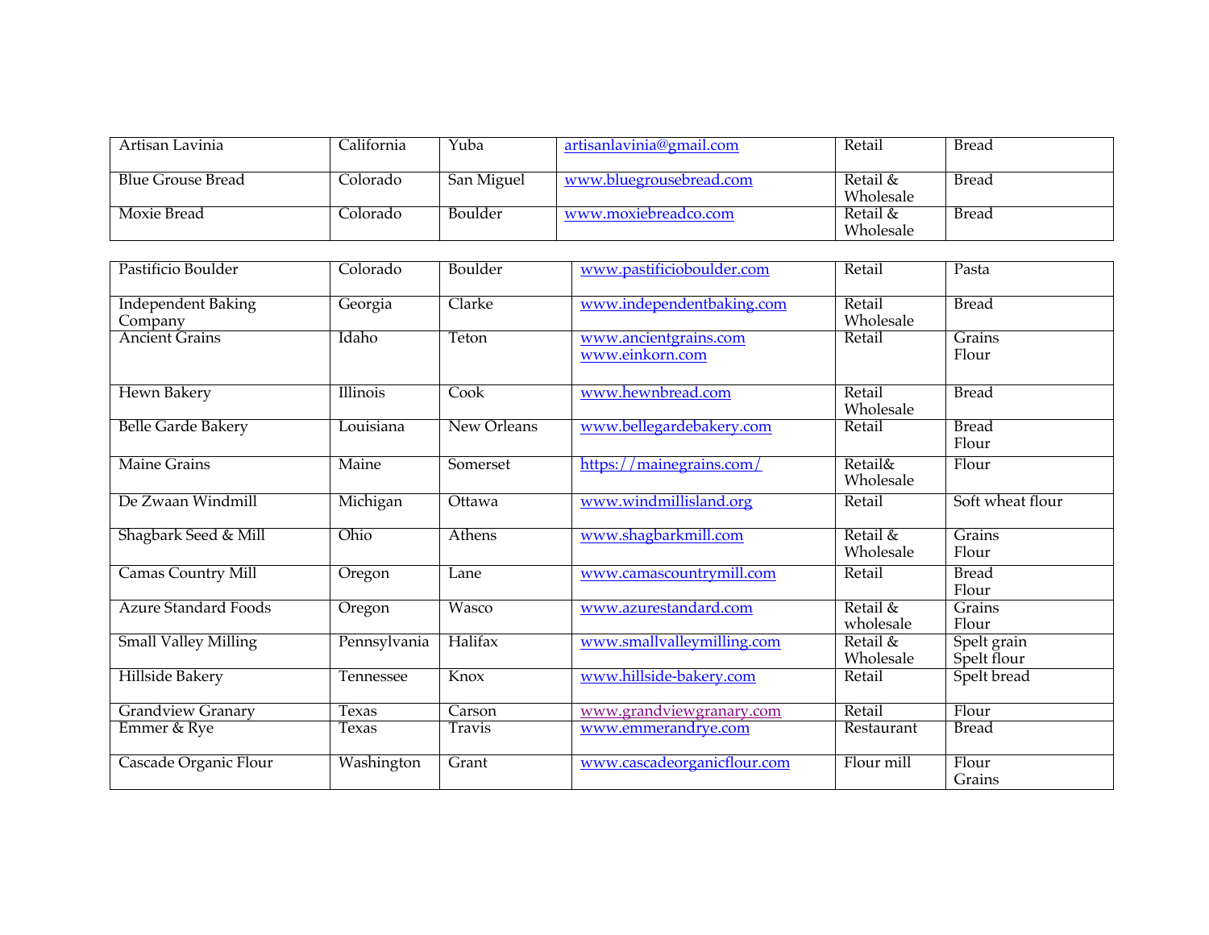| | | | | | |
|---|---|---|---|---|---|
| Artisan Lavinia | California | Yuba | artisanlavinia@gmail.com | Retail | Bread |
| Blue Grouse Bread | Colorado | San Miguel | www.bluegrousebread.com | Retail & Wholesale | Bread |
| Moxie Bread | Colorado | Boulder | www.moxiebreadco.com | Retail & Wholesale | Bread |
| Pastificio Boulder | Colorado | Boulder | www.pastificioboulder.com | Retail | Pasta |
| Independent Baking Company | Georgia | Clarke | www.independentbaking.com | Retail Wholesale | Bread |
| Ancient Grains | Idaho | Teton | www.ancientgrains.com www.einkorn.com | Retail | Grains Flour |
| Hewn Bakery | Illinois | Cook | www.hewnbread.com | Retail Wholesale | Bread |
| Belle Garde Bakery | Louisiana | New Orleans | www.bellegardebakery.com | Retail | Bread Flour |
| Maine Grains | Maine | Somerset | https://mainegrains.com/ | Retail& Wholesale | Flour |
| De Zwaan Windmill | Michigan | Ottawa | www.windmillisland.org | Retail | Soft wheat flour |
| Shagbark Seed & Mill | Ohio | Athens | www.shagbarkmill.com | Retail & Wholesale | Grains Flour |
| Camas Country Mill | Oregon | Lane | www.camascountrymill.com | Retail | Bread Flour |
| Azure Standard Foods | Oregon | Wasco | www.azurestandard.com | Retail & wholesale | Grains Flour |
| Small Valley Milling | Pennsylvania | Halifax | www.smallvalleymilling.com | Retail & Wholesale | Spelt grain Spelt flour |
| Hillside Bakery | Tennessee | Knox | www.hillside-bakery.com | Retail | Spelt bread |
| Grandview Granary | Texas | Carson | www.grandviewgranary.com | Retail | Flour |
| Emmer & Rye | Texas | Travis | www.emmerandrye.com | Restaurant | Bread |
| Cascade Organic Flour | Washington | Grant | www.cascadeorganicflour.com | Flour mill | Flour Grains |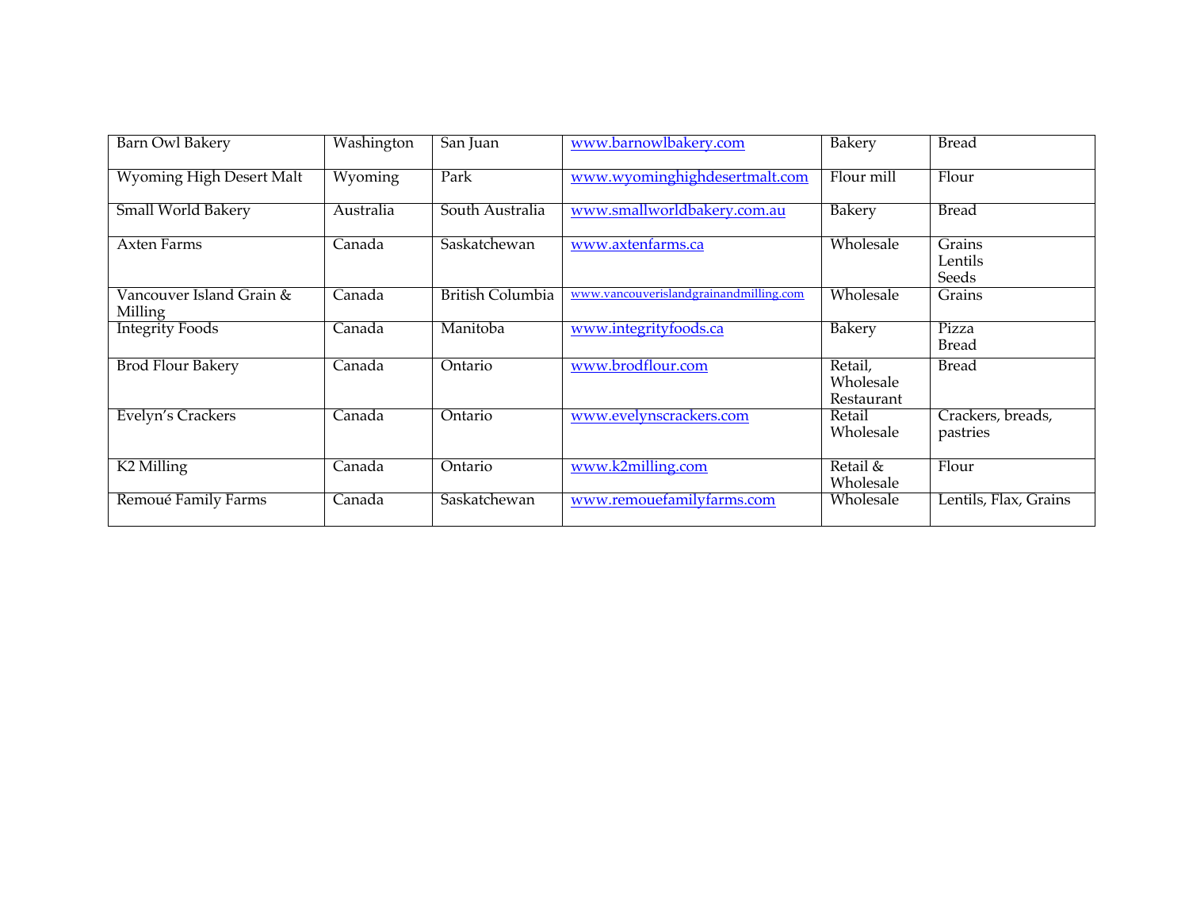| | | | | | |
|---|---|---|---|---|---|
| Barn Owl Bakery | Washington | San Juan | www.barnowlbakery.com | Bakery | Bread |
| Wyoming High Desert Malt | Wyoming | Park | www.wyominghighdesertmalt.com | Flour mill | Flour |
| Small World Bakery | Australia | South Australia | www.smallworldbakery.com.au | Bakery | Bread |
| Axten Farms | Canada | Saskatchewan | www.axtenfarms.ca | Wholesale | Grains<br>Lentils<br>Seeds |
| Vancouver Island Grain & Milling | Canada | British Columbia | www.vancouverislandgrainandmilling.com | Wholesale | Grains |
| Integrity Foods | Canada | Manitoba | www.integrityfoods.ca | Bakery | Pizza<br>Bread |
| Brod Flour Bakery | Canada | Ontario | www.brodflour.com | Retail,<br>Wholesale<br>Restaurant | Bread |
| Evelyn's Crackers | Canada | Ontario | www.evelynscrackers.com | Retail<br>Wholesale | Crackers, breads, pastries |
| K2 Milling | Canada | Ontario | www.k2milling.com | Retail &<br>Wholesale | Flour |
| Remoué Family Farms | Canada | Saskatchewan | www.remouefamilyfarms.com | Wholesale | Lentils, Flax, Grains |